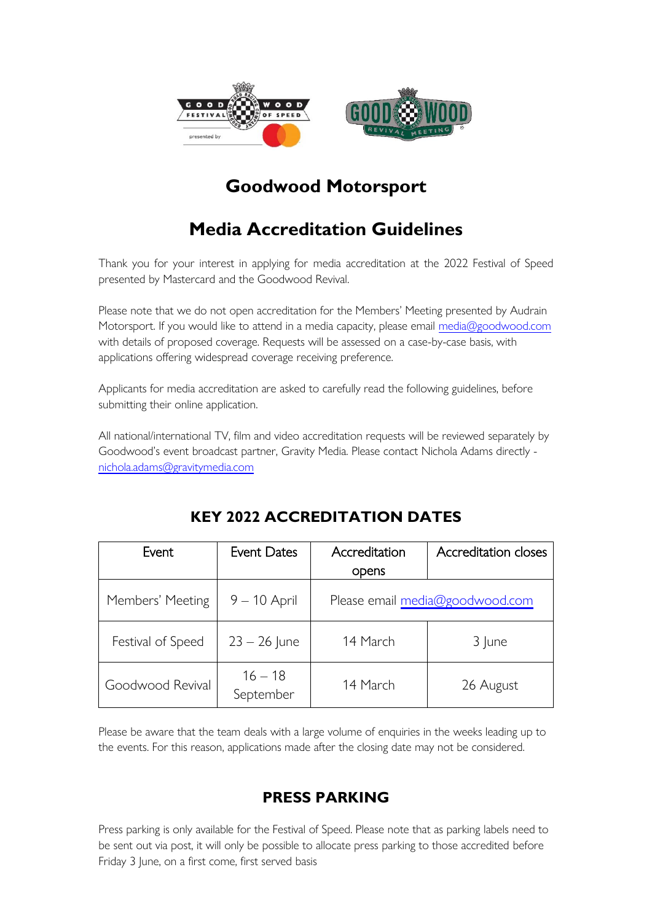# Goodwood Motorsport

## Media Accreditation Guidelines

Thank you for your interest in applying for media accreditation at the 2022 Festival of Speed presented by Mastercard and the Goodwood Revival.

Please note that we do not open accreditation for the Members' Meeting presented by Audrain Motorsport. If you would like to attend in a media capacity, please email media@goodwood.com with details of proposed coverage. Requests will be assessed on a case-by-case basis, with applications offering widespread coverage receiving preference.

Applicants for media accreditation are asked to carefully read the following guidelines, before submitting their online application.

All national/international TV, film and video accreditation requests will be reviewed separately by Goodwood's event broadcast partner, Gravity Media. Please contact Nichola Adams directly - nichola.adams@gravitymedia.com

### KEY 2022 ACCREDITATION DATES

| Event | Event Dates | Accreditation opens | Accreditation closes |
|---|---|---|---|
| Members' Meeting | 9 – 10 April | Please email media@goodwood.com | |
| Festival of Speed | 23 – 26 June | 14 March | 3 June |
| Goodwood Revival | 16 – 18 September | 14 March | 26 August |

Please be aware that the team deals with a large volume of enquiries in the weeks leading up to the events. For this reason, applications made after the closing date may not be considered.

### PRESS PARKING

Press parking is only available for the Festival of Speed. Please note that as parking labels need to be sent out via post, it will only be possible to allocate press parking to those accredited before Friday 3 June, on a first come, first served basis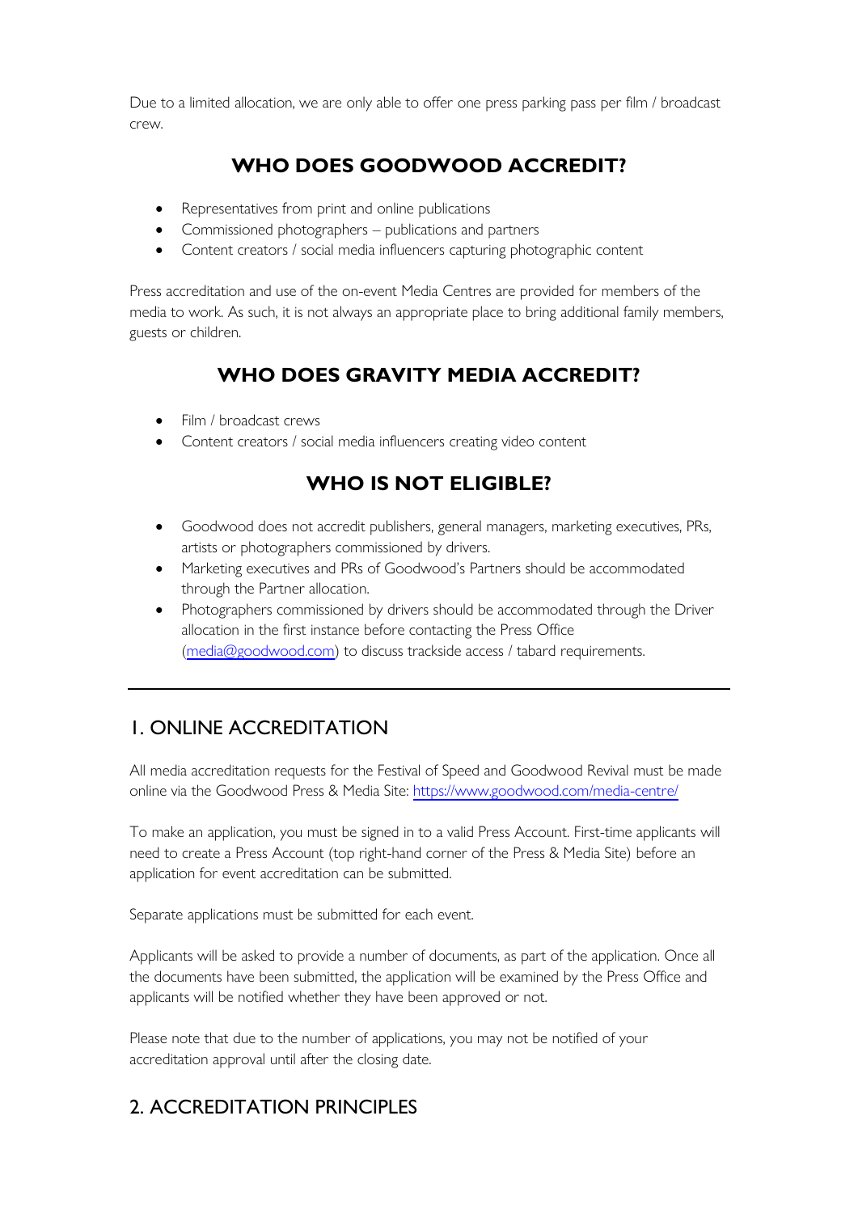Due to a limited allocation, we are only able to offer one press parking pass per film / broadcast crew.

## WHO DOES GOODWOOD ACCREDIT?

- Representatives from print and online publications
- Commissioned photographers – publications and partners
- Content creators / social media influencers capturing photographic content

Press accreditation and use of the on-event Media Centres are provided for members of the media to work. As such, it is not always an appropriate place to bring additional family members, guests or children.

## WHO DOES GRAVITY MEDIA ACCREDIT?

- Film / broadcast crews
- Content creators / social media influencers creating video content

## WHO IS NOT ELIGIBLE?

- Goodwood does not accredit publishers, general managers, marketing executives, PRs, artists or photographers commissioned by drivers.
- Marketing executives and PRs of Goodwood's Partners should be accommodated through the Partner allocation.
- Photographers commissioned by drivers should be accommodated through the Driver allocation in the first instance before contacting the Press Office ([media@goodwood.com](mailto:media@goodwood.com)) to discuss trackside access / tabard requirements.

---

## 1. ONLINE ACCREDITATION

All media accreditation requests for the Festival of Speed and Goodwood Revival must be made online via the Goodwood Press & Media Site: [https://www.goodwood.com/media-centre/](https://www.goodwood.com/media-centre/)

To make an application, you must be signed in to a valid Press Account. First-time applicants will need to create a Press Account (top right-hand corner of the Press & Media Site) before an application for event accreditation can be submitted.

Separate applications must be submitted for each event.

Applicants will be asked to provide a number of documents, as part of the application. Once all the documents have been submitted, the application will be examined by the Press Office and applicants will be notified whether they have been approved or not.

Please note that due to the number of applications, you may not be notified of your accreditation approval until after the closing date.

## 2. ACCREDITATION PRINCIPLES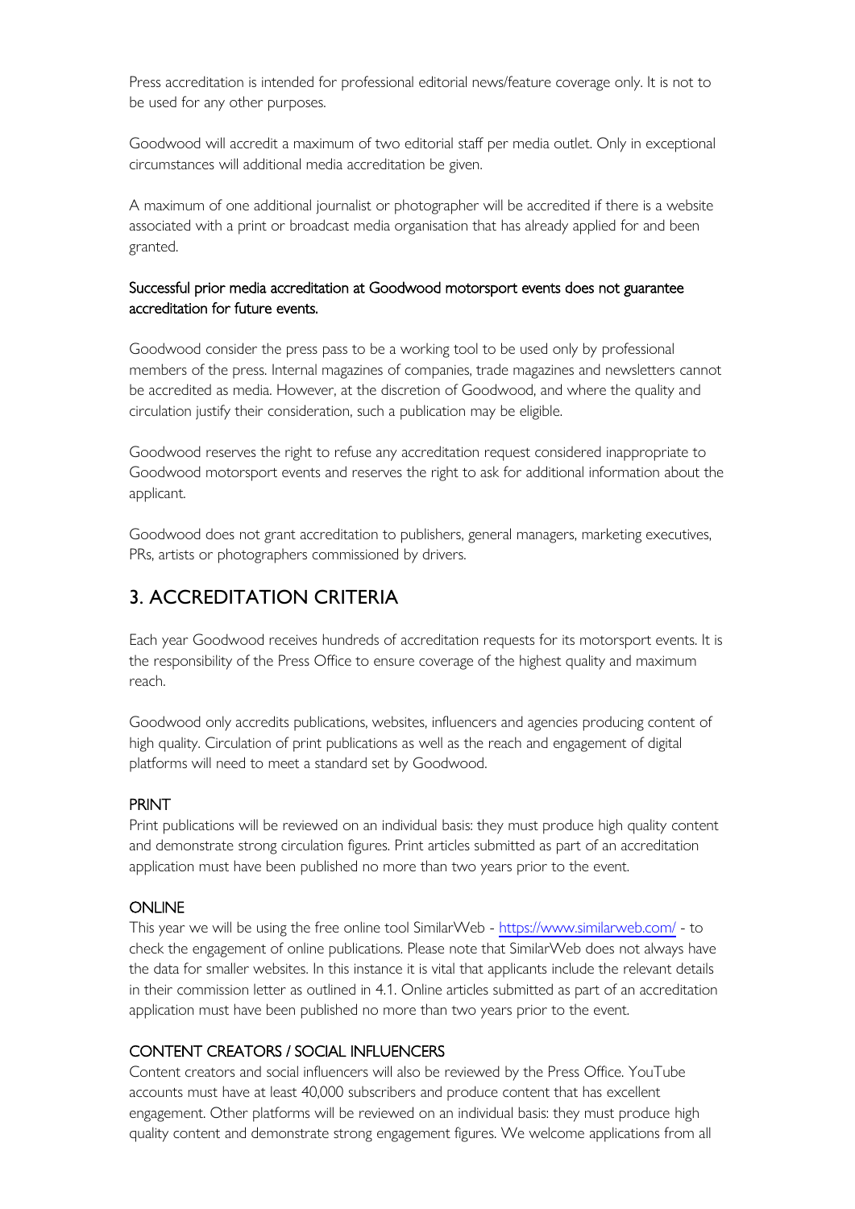Press accreditation is intended for professional editorial news/feature coverage only. It is not to be used for any other purposes.

Goodwood will accredit a maximum of two editorial staff per media outlet. Only in exceptional circumstances will additional media accreditation be given.

A maximum of one additional journalist or photographer will be accredited if there is a website associated with a print or broadcast media organisation that has already applied for and been granted.

Successful prior media accreditation at Goodwood motorsport events does not guarantee accreditation for future events.

Goodwood consider the press pass to be a working tool to be used only by professional members of the press. Internal magazines of companies, trade magazines and newsletters cannot be accredited as media. However, at the discretion of Goodwood, and where the quality and circulation justify their consideration, such a publication may be eligible.

Goodwood reserves the right to refuse any accreditation request considered inappropriate to Goodwood motorsport events and reserves the right to ask for additional information about the applicant.

Goodwood does not grant accreditation to publishers, general managers, marketing executives, PRs, artists or photographers commissioned by drivers.

## 3. ACCREDITATION CRITERIA

Each year Goodwood receives hundreds of accreditation requests for its motorsport events. It is the responsibility of the Press Office to ensure coverage of the highest quality and maximum reach.

Goodwood only accredits publications, websites, influencers and agencies producing content of high quality. Circulation of print publications as well as the reach and engagement of digital platforms will need to meet a standard set by Goodwood.

### PRINT

Print publications will be reviewed on an individual basis: they must produce high quality content and demonstrate strong circulation figures. Print articles submitted as part of an accreditation application must have been published no more than two years prior to the event.

### ONLINE

This year we will be using the free online tool SimilarWeb - https://www.similarweb.com/ - to check the engagement of online publications. Please note that SimilarWeb does not always have the data for smaller websites. In this instance it is vital that applicants include the relevant details in their commission letter as outlined in 4.1. Online articles submitted as part of an accreditation application must have been published no more than two years prior to the event.

### CONTENT CREATORS / SOCIAL INFLUENCERS

Content creators and social influencers will also be reviewed by the Press Office. YouTube accounts must have at least 40,000 subscribers and produce content that has excellent engagement. Other platforms will be reviewed on an individual basis: they must produce high quality content and demonstrate strong engagement figures. We welcome applications from all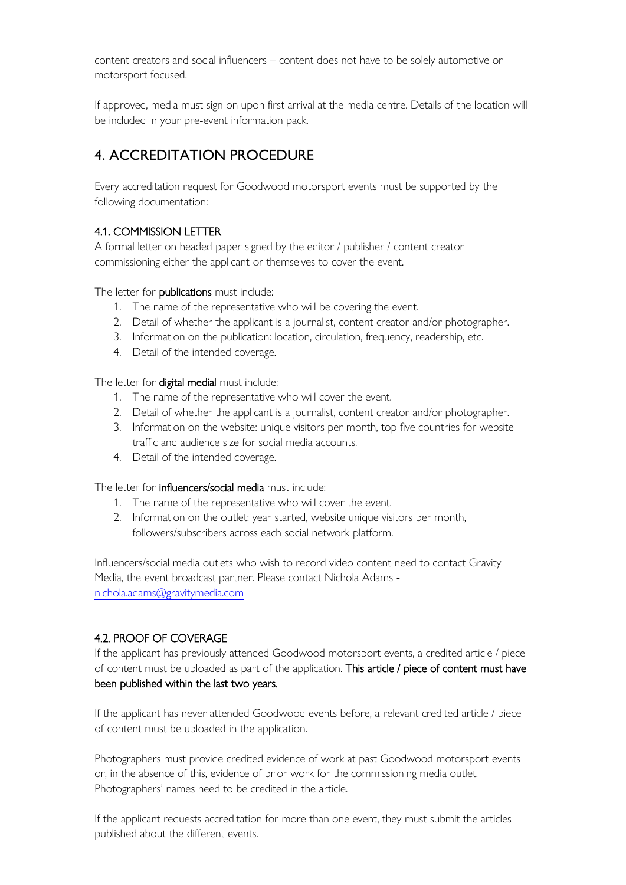content creators and social influencers – content does not have to be solely automotive or motorsport focused.

If approved, media must sign on upon first arrival at the media centre. Details of the location will be included in your pre-event information pack.

## 4. ACCREDITATION PROCEDURE

Every accreditation request for Goodwood motorsport events must be supported by the following documentation:

### 4.1. COMMISSION LETTER

A formal letter on headed paper signed by the editor / publisher / content creator commissioning either the applicant or themselves to cover the event.

The letter for **publications** must include:

1. The name of the representative who will be covering the event.
2. Detail of whether the applicant is a journalist, content creator and/or photographer.
3. Information on the publication: location, circulation, frequency, readership, etc.
4. Detail of the intended coverage.

The letter for **digital medial** must include:

1. The name of the representative who will cover the event.
2. Detail of whether the applicant is a journalist, content creator and/or photographer.
3. Information on the website: unique visitors per month, top five countries for website traffic and audience size for social media accounts.
4. Detail of the intended coverage.

The letter for **influencers/social media** must include:

1. The name of the representative who will cover the event.
2. Information on the outlet: year started, website unique visitors per month, followers/subscribers across each social network platform.

Influencers/social media outlets who wish to record video content need to contact Gravity Media, the event broadcast partner. Please contact Nichola Adams - nichola.adams@gravitymedia.com

### 4.2. PROOF OF COVERAGE

If the applicant has previously attended Goodwood motorsport events, a credited article / piece of content must be uploaded as part of the application. **This article / piece of content must have been published within the last two years.**

If the applicant has never attended Goodwood events before, a relevant credited article / piece of content must be uploaded in the application.

Photographers must provide credited evidence of work at past Goodwood motorsport events or, in the absence of this, evidence of prior work for the commissioning media outlet. Photographers' names need to be credited in the article.

If the applicant requests accreditation for more than one event, they must submit the articles published about the different events.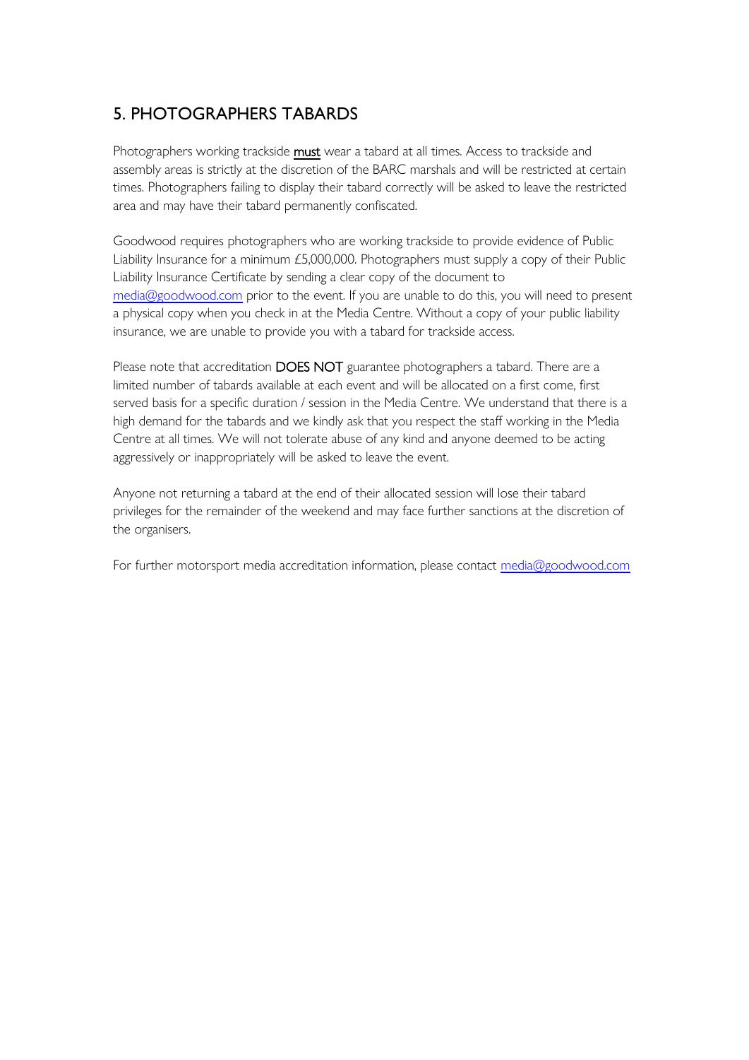## 5. PHOTOGRAPHERS TABARDS

Photographers working trackside **must** wear a tabard at all times. Access to trackside and assembly areas is strictly at the discretion of the BARC marshals and will be restricted at certain times. Photographers failing to display their tabard correctly will be asked to leave the restricted area and may have their tabard permanently confiscated.

Goodwood requires photographers who are working trackside to provide evidence of Public Liability Insurance for a minimum £5,000,000. Photographers must supply a copy of their Public Liability Insurance Certificate by sending a clear copy of the document to media@goodwood.com prior to the event. If you are unable to do this, you will need to present a physical copy when you check in at the Media Centre. Without a copy of your public liability insurance, we are unable to provide you with a tabard for trackside access.

Please note that accreditation DOES NOT guarantee photographers a tabard. There are a limited number of tabards available at each event and will be allocated on a first come, first served basis for a specific duration / session in the Media Centre. We understand that there is a high demand for the tabards and we kindly ask that you respect the staff working in the Media Centre at all times. We will not tolerate abuse of any kind and anyone deemed to be acting aggressively or inappropriately will be asked to leave the event.

Anyone not returning a tabard at the end of their allocated session will lose their tabard privileges for the remainder of the weekend and may face further sanctions at the discretion of the organisers.

For further motorsport media accreditation information, please contact media@goodwood.com